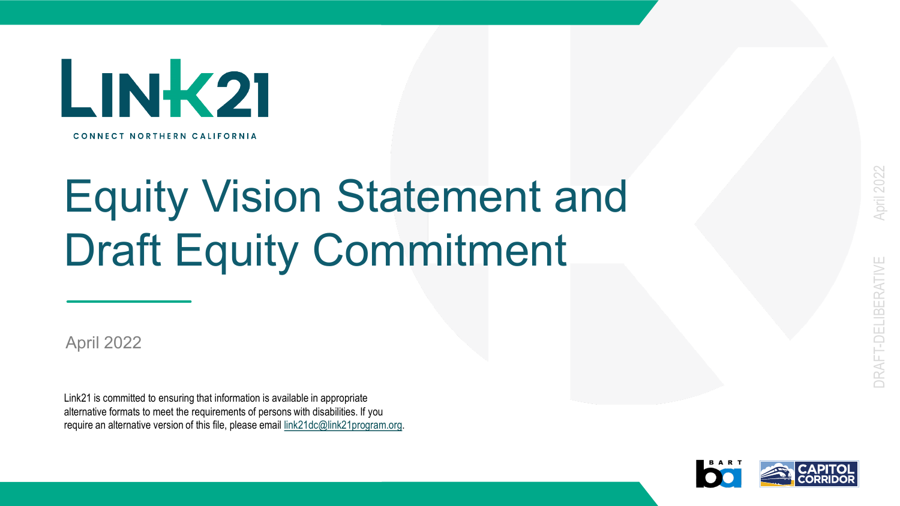LINK21

CONNECT NORTHERN CALIFORNIA

# Equity Vision Statement and Draft Equity Commitment

April 2022

Link21 is committed to ensuring that information is available in appropriate alternative formats to meet the requirements of persons with disabilities. If you require an alternative version of this file, please email [link21dc@link21program.org](mailto:link21dc@link21program.org).

DRAFT-DELIBERATIVE April 2022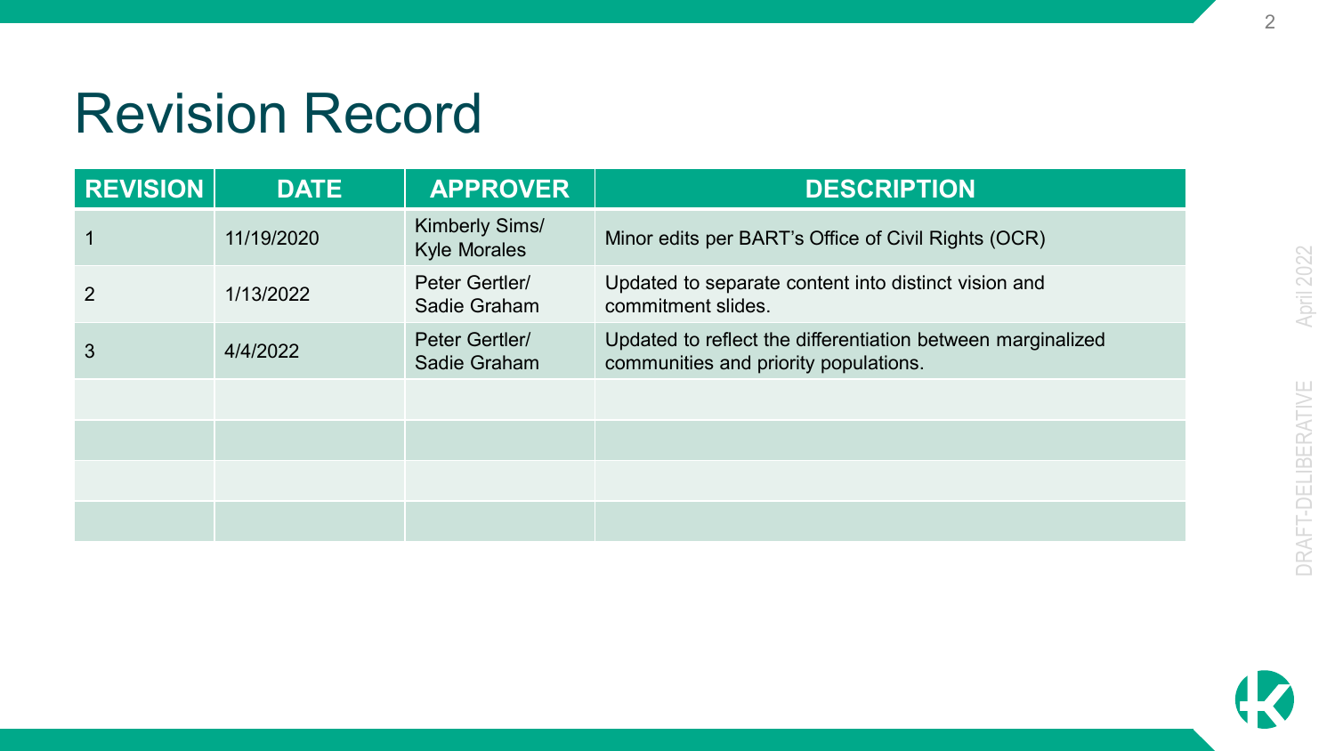# Revision Record

| REVISION | DATE | APPROVER | DESCRIPTION |
|---|---|---|---|
| 1 | 11/19/2020 | Kimberly Sims/ Kyle Morales | Minor edits per BART's Office of Civil Rights (OCR) |
| 2 | 1/13/2022 | Peter Gertler/ Sadie Graham | Updated to separate content into distinct vision and commitment slides. |
| 3 | 4/4/2022 | Peter Gertler/ Sadie Graham | Updated to reflect the differentiation between marginalized communities and priority populations. |
| | | | |
| | | | |
| | | | |
| | | | |

DRAFT-DELIBERATIVE April 2022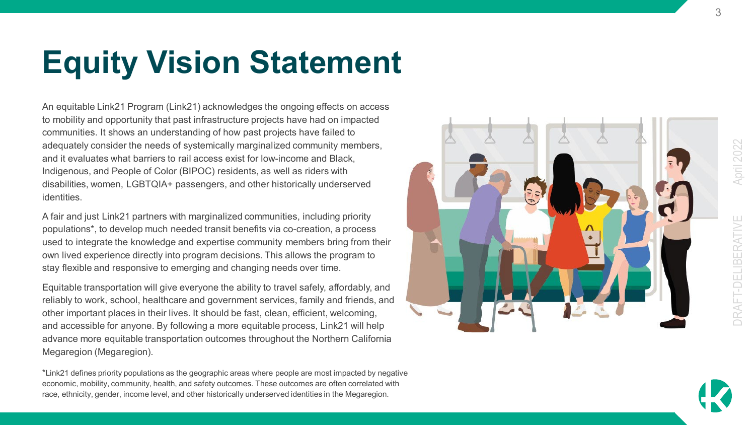# Equity Vision Statement

An equitable Link21 Program (Link21) acknowledges the ongoing effects on access to mobility and opportunity that past infrastructure projects have had on impacted communities. It shows an understanding of how past projects have failed to adequately consider the needs of systemically marginalized community members, and it evaluates what barriers to rail access exist for low-income and Black, Indigenous, and People of Color (BIPOC) residents, as well as riders with disabilities, women, LGBTQIA+ passengers, and other historically underserved identities.

A fair and just Link21 partners with marginalized communities, including priority populations*, to develop much needed transit benefits via co-creation, a process used to integrate the knowledge and expertise community members bring from their own lived experience directly into program decisions. This allows the program to stay flexible and responsive to emerging and changing needs over time.

Equitable transportation will give everyone the ability to travel safely, affordably, and reliably to work, school, healthcare and government services, family and friends, and other important places in their lives. It should be fast, clean, efficient, welcoming, and accessible for anyone. By following a more equitable process, Link21 will help advance more equitable transportation outcomes throughout the Northern California Megaregion (Megaregion).

*Link21 defines priority populations as the geographic areas where people are most impacted by negative economic, mobility, community, health, and safety outcomes. These outcomes are often correlated with race, ethnicity, gender, income level, and other historically underserved identities in the Megaregion.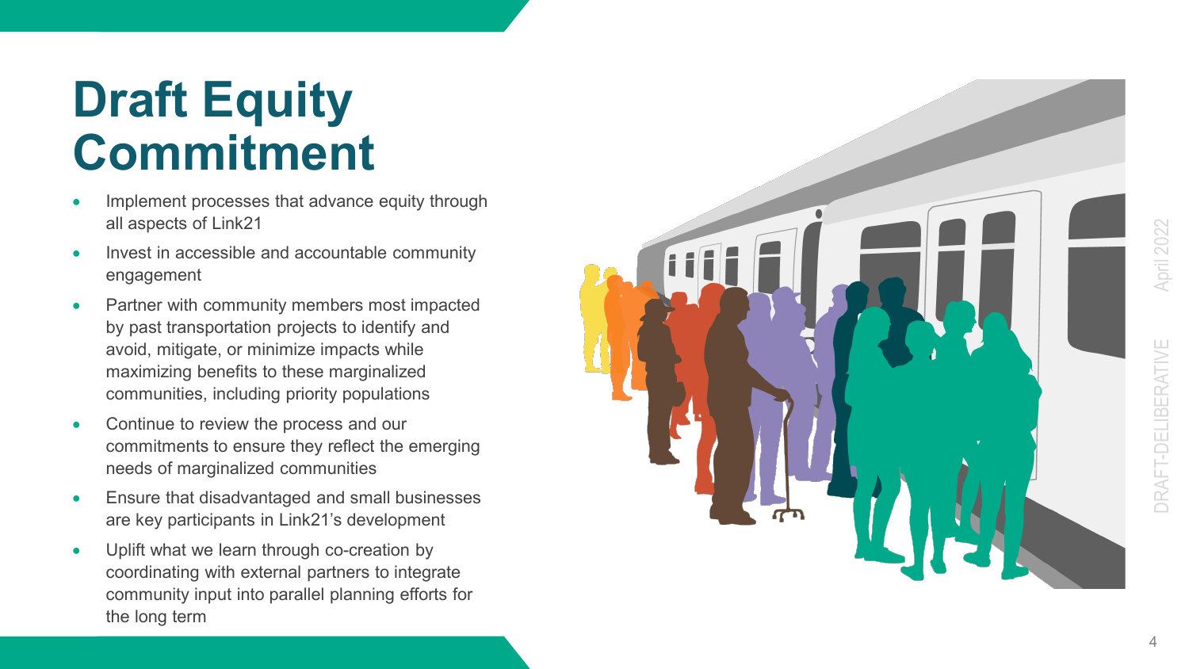# Draft Equity Commitment

- Implement processes that advance equity through all aspects of Link21
- Invest in accessible and accountable community engagement
- Partner with community members most impacted by past transportation projects to identify and avoid, mitigate, or minimize impacts while maximizing benefits to these marginalized communities, including priority populations
- Continue to review the process and our commitments to ensure they reflect the emerging needs of marginalized communities
- Ensure that disadvantaged and small businesses are key participants in Link21's development
- Uplift what we learn through co-creation by coordinating with external partners to integrate community input into parallel planning efforts for the long term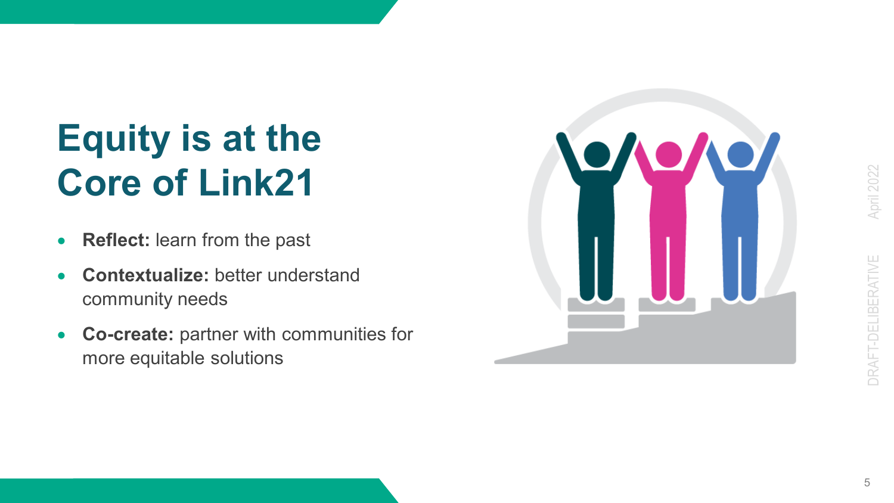# Equity is at the Core of Link21

- **Reflect:** learn from the past
- **Contextualize:** better understand community needs
- **Co-create:** partner with communities for more equitable solutions

DRAFT-DELIBERATIVE April 2022